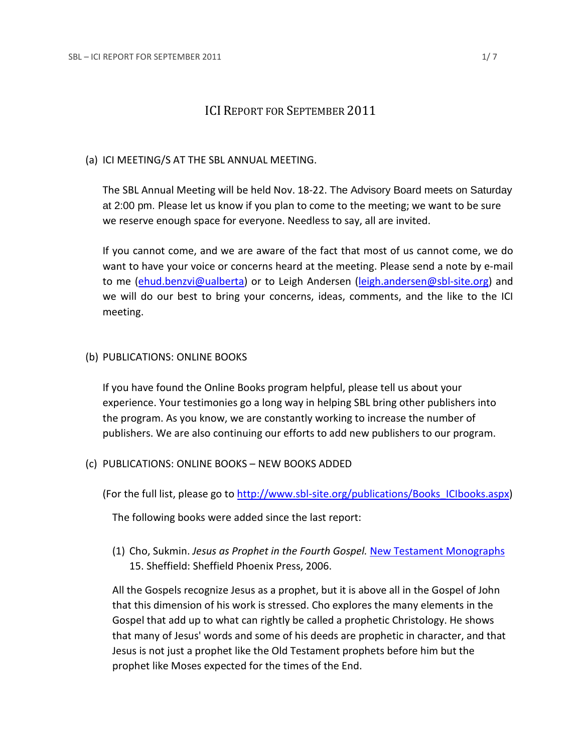# ICI REPORT FOR SEPTEMBER 2011

(a) ICI MEETING/S AT THE SBL ANNUAL MEETING.

The SBL Annual Meeting will be held Nov. 18-22. The Advisory Board meets on Saturday at 2:00 pm. Please let us know if you plan to come to the meeting; we want to be sure we reserve enough space for everyone. Needless to say, all are invited.

If you cannot come, and we are aware of the fact that most of us cannot come, we do want to have your voice or concerns heard at the meeting. Please send a note by e-mail to me (ehud.benzvi@ualberta) or to Leigh Andersen (leigh.andersen@sbl-site.org) and we will do our best to bring your concerns, ideas, comments, and the like to the ICI meeting.

(b) PUBLICATIONS: ONLINE BOOKS

If you have found the Online Books program helpful, please tell us about your experience. Your testimonies go a long way in helping SBL bring other publishers into the program. As you know, we are constantly working to increase the number of publishers. We are also continuing our efforts to add new publishers to our program.

(c) PUBLICATIONS: ONLINE BOOKS – NEW BOOKS ADDED

(For the full list, please go to http://www.sbl-site.org/publications/Books_ICIbooks.aspx)

The following books were added since the last report:

(1) Cho, Sukmin. *Jesus as Prophet in the Fourth Gospel.* New Testament Monographs 15. Sheffield: Sheffield Phoenix Press, 2006.

All the Gospels recognize Jesus as a prophet, but it is above all in the Gospel of John that this dimension of his work is stressed. Cho explores the many elements in the Gospel that add up to what can rightly be called a prophetic Christology. He shows that many of Jesus' words and some of his deeds are prophetic in character, and that Jesus is not just a prophet like the Old Testament prophets before him but the prophet like Moses expected for the times of the End.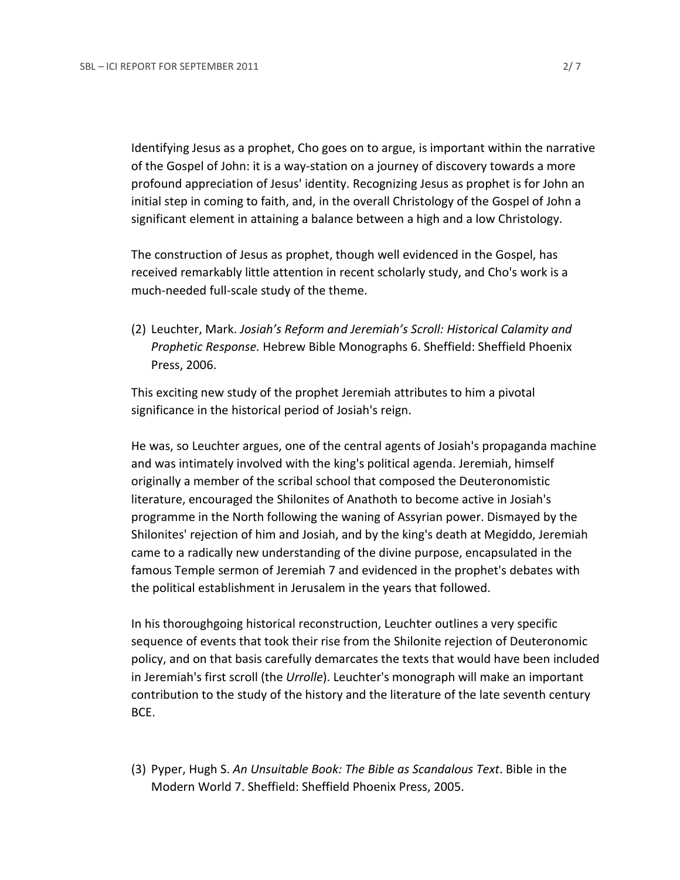Identifying Jesus as a prophet, Cho goes on to argue, is important within the narrative of the Gospel of John: it is a way-station on a journey of discovery towards a more profound appreciation of Jesus' identity. Recognizing Jesus as prophet is for John an initial step in coming to faith, and, in the overall Christology of the Gospel of John a significant element in attaining a balance between a high and a low Christology.

The construction of Jesus as prophet, though well evidenced in the Gospel, has received remarkably little attention in recent scholarly study, and Cho's work is a much-needed full-scale study of the theme.

(2) Leuchter, Mark. *Josiah's Reform and Jeremiah's Scroll: Historical Calamity and Prophetic Response.* Hebrew Bible Monographs 6. Sheffield: Sheffield Phoenix Press, 2006.

This exciting new study of the prophet Jeremiah attributes to him a pivotal significance in the historical period of Josiah's reign.

He was, so Leuchter argues, one of the central agents of Josiah's propaganda machine and was intimately involved with the king's political agenda. Jeremiah, himself originally a member of the scribal school that composed the Deuteronomistic literature, encouraged the Shilonites of Anathoth to become active in Josiah's programme in the North following the waning of Assyrian power. Dismayed by the Shilonites' rejection of him and Josiah, and by the king's death at Megiddo, Jeremiah came to a radically new understanding of the divine purpose, encapsulated in the famous Temple sermon of Jeremiah 7 and evidenced in the prophet's debates with the political establishment in Jerusalem in the years that followed.

In his thoroughgoing historical reconstruction, Leuchter outlines a very specific sequence of events that took their rise from the Shilonite rejection of Deuteronomic policy, and on that basis carefully demarcates the texts that would have been included in Jeremiah's first scroll (the *Urrolle*). Leuchter's monograph will make an important contribution to the study of the history and the literature of the late seventh century BCE.

(3) Pyper, Hugh S. *An Unsuitable Book: The Bible as Scandalous Text*. Bible in the Modern World 7. Sheffield: Sheffield Phoenix Press, 2005.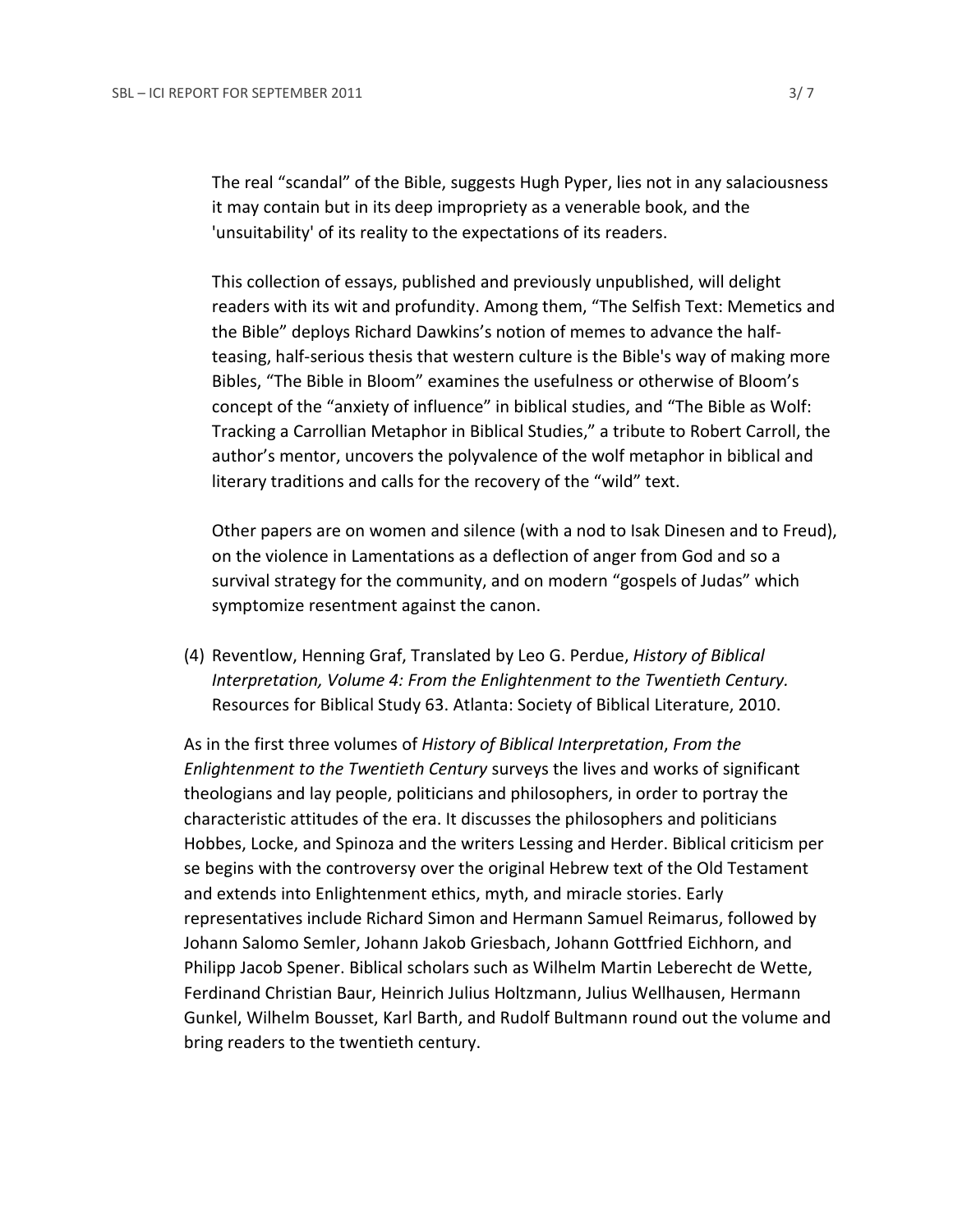The real "scandal" of the Bible, suggests Hugh Pyper, lies not in any salaciousness it may contain but in its deep impropriety as a venerable book, and the 'unsuitability' of its reality to the expectations of its readers.

This collection of essays, published and previously unpublished, will delight readers with its wit and profundity. Among them, "The Selfish Text: Memetics and the Bible" deploys Richard Dawkins's notion of memes to advance the half-teasing, half-serious thesis that western culture is the Bible's way of making more Bibles, "The Bible in Bloom" examines the usefulness or otherwise of Bloom's concept of the "anxiety of influence" in biblical studies, and "The Bible as Wolf: Tracking a Carrollian Metaphor in Biblical Studies," a tribute to Robert Carroll, the author's mentor, uncovers the polyvalence of the wolf metaphor in biblical and literary traditions and calls for the recovery of the "wild" text.

Other papers are on women and silence (with a nod to Isak Dinesen and to Freud), on the violence in Lamentations as a deflection of anger from God and so a survival strategy for the community, and on modern "gospels of Judas" which symptomize resentment against the canon.

(4) Reventlow, Henning Graf, Translated by Leo G. Perdue, *History of Biblical Interpretation, Volume 4: From the Enlightenment to the Twentieth Century.* Resources for Biblical Study 63. Atlanta: Society of Biblical Literature, 2010.

As in the first three volumes of *History of Biblical Interpretation*, *From the Enlightenment to the Twentieth Century* surveys the lives and works of significant theologians and lay people, politicians and philosophers, in order to portray the characteristic attitudes of the era. It discusses the philosophers and politicians Hobbes, Locke, and Spinoza and the writers Lessing and Herder. Biblical criticism per se begins with the controversy over the original Hebrew text of the Old Testament and extends into Enlightenment ethics, myth, and miracle stories. Early representatives include Richard Simon and Hermann Samuel Reimarus, followed by Johann Salomo Semler, Johann Jakob Griesbach, Johann Gottfried Eichhorn, and Philipp Jacob Spener. Biblical scholars such as Wilhelm Martin Leberecht de Wette, Ferdinand Christian Baur, Heinrich Julius Holtzmann, Julius Wellhausen, Hermann Gunkel, Wilhelm Bousset, Karl Barth, and Rudolf Bultmann round out the volume and bring readers to the twentieth century.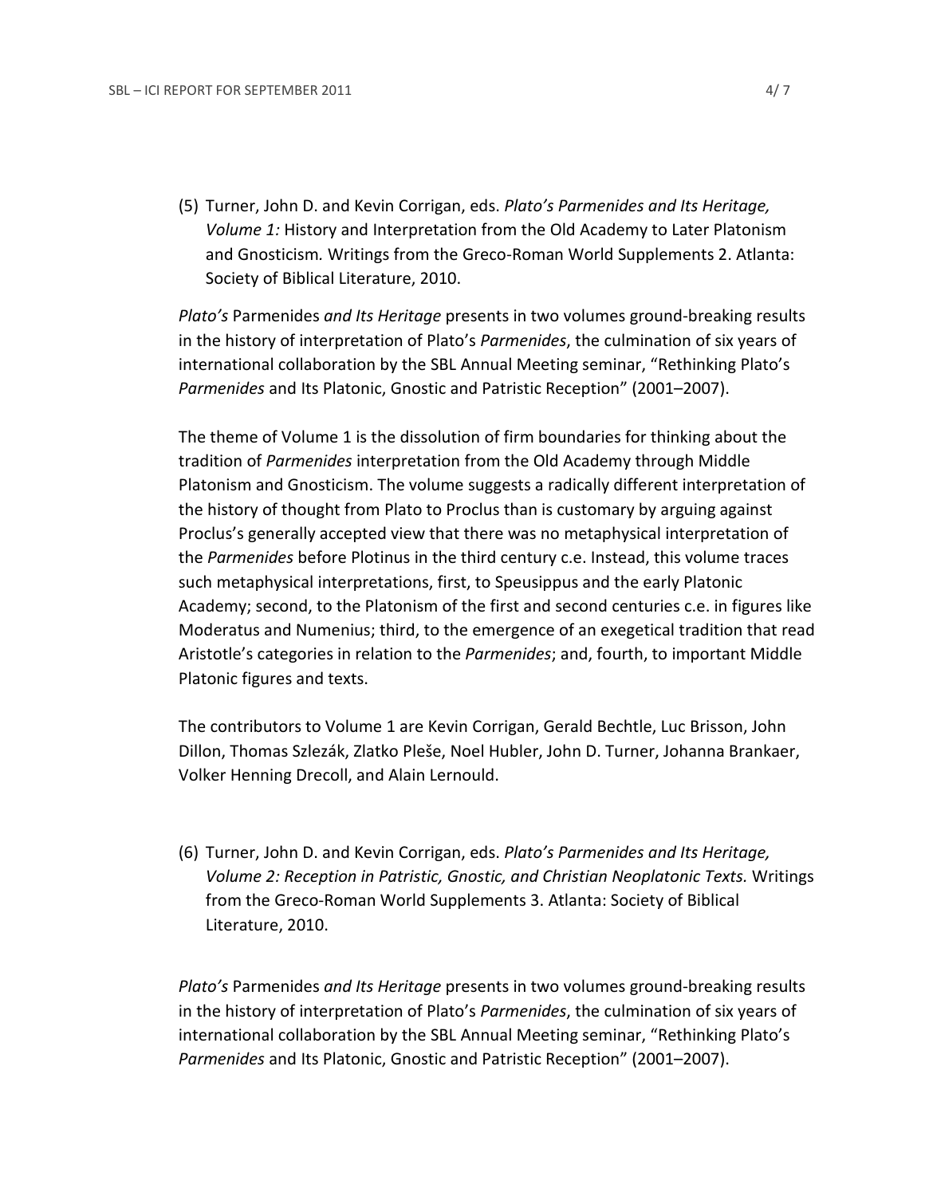(5) Turner, John D. and Kevin Corrigan, eds. *Plato's Parmenides and Its Heritage, Volume 1:* History and Interpretation from the Old Academy to Later Platonism and Gnosticism*.* Writings from the Greco-Roman World Supplements 2. Atlanta: Society of Biblical Literature, 2010.

*Plato's* Parmenides *and Its Heritage* presents in two volumes ground-breaking results in the history of interpretation of Plato's *Parmenides*, the culmination of six years of international collaboration by the SBL Annual Meeting seminar, "Rethinking Plato's *Parmenides* and Its Platonic, Gnostic and Patristic Reception" (2001–2007).

The theme of Volume 1 is the dissolution of firm boundaries for thinking about the tradition of *Parmenides* interpretation from the Old Academy through Middle Platonism and Gnosticism. The volume suggests a radically different interpretation of the history of thought from Plato to Proclus than is customary by arguing against Proclus's generally accepted view that there was no metaphysical interpretation of the *Parmenides* before Plotinus in the third century c.e. Instead, this volume traces such metaphysical interpretations, first, to Speusippus and the early Platonic Academy; second, to the Platonism of the first and second centuries c.e. in figures like Moderatus and Numenius; third, to the emergence of an exegetical tradition that read Aristotle's categories in relation to the *Parmenides*; and, fourth, to important Middle Platonic figures and texts.

The contributors to Volume 1 are Kevin Corrigan, Gerald Bechtle, Luc Brisson, John Dillon, Thomas Szlezák, Zlatko Pleše, Noel Hubler, John D. Turner, Johanna Brankaer, Volker Henning Drecoll, and Alain Lernould.

(6) Turner, John D. and Kevin Corrigan, eds. *Plato's Parmenides and Its Heritage, Volume 2: Reception in Patristic, Gnostic, and Christian Neoplatonic Texts.* Writings from the Greco-Roman World Supplements 3. Atlanta: Society of Biblical Literature, 2010.

*Plato's* Parmenides *and Its Heritage* presents in two volumes ground-breaking results in the history of interpretation of Plato's *Parmenides*, the culmination of six years of international collaboration by the SBL Annual Meeting seminar, "Rethinking Plato's *Parmenides* and Its Platonic, Gnostic and Patristic Reception" (2001–2007).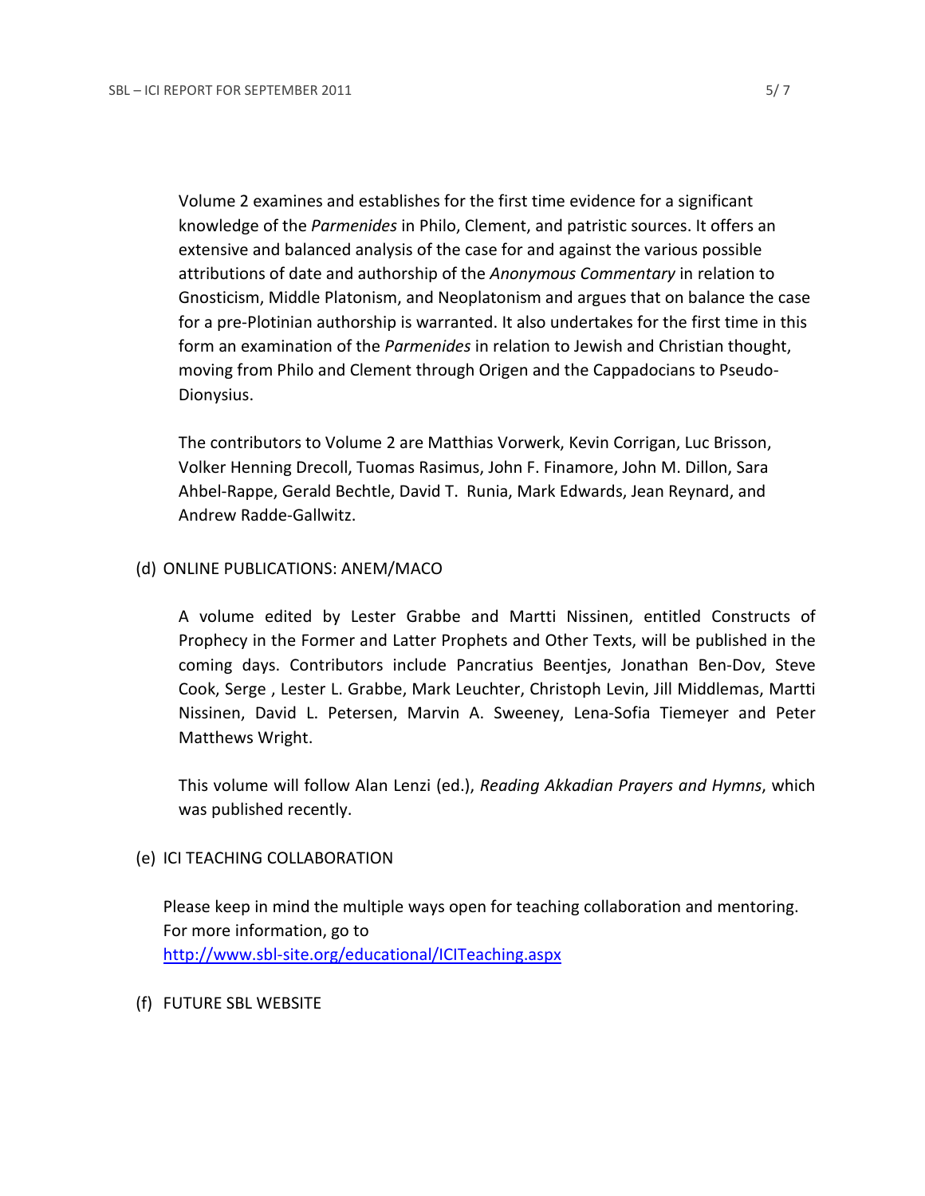Volume 2 examines and establishes for the first time evidence for a significant knowledge of the *Parmenides* in Philo, Clement, and patristic sources. It offers an extensive and balanced analysis of the case for and against the various possible attributions of date and authorship of the *Anonymous Commentary* in relation to Gnosticism, Middle Platonism, and Neoplatonism and argues that on balance the case for a pre-Plotinian authorship is warranted. It also undertakes for the first time in this form an examination of the *Parmenides* in relation to Jewish and Christian thought, moving from Philo and Clement through Origen and the Cappadocians to Pseudo-Dionysius.

The contributors to Volume 2 are Matthias Vorwerk, Kevin Corrigan, Luc Brisson, Volker Henning Drecoll, Tuomas Rasimus, John F. Finamore, John M. Dillon, Sara Ahbel-Rappe, Gerald Bechtle, David T. Runia, Mark Edwards, Jean Reynard, and Andrew Radde-Gallwitz.

(d) ONLINE PUBLICATIONS: ANEM/MACO

A volume edited by Lester Grabbe and Martti Nissinen, entitled Constructs of Prophecy in the Former and Latter Prophets and Other Texts, will be published in the coming days. Contributors include Pancratius Beentjes, Jonathan Ben-Dov, Steve Cook, Serge , Lester L. Grabbe, Mark Leuchter, Christoph Levin, Jill Middlemas, Martti Nissinen, David L. Petersen, Marvin A. Sweeney, Lena-Sofia Tiemeyer and Peter Matthews Wright.

This volume will follow Alan Lenzi (ed.), *Reading Akkadian Prayers and Hymns*, which was published recently.

(e) ICI TEACHING COLLABORATION

Please keep in mind the multiple ways open for teaching collaboration and mentoring. For more information, go to http://www.sbl-site.org/educational/ICITeaching.aspx

(f) FUTURE SBL WEBSITE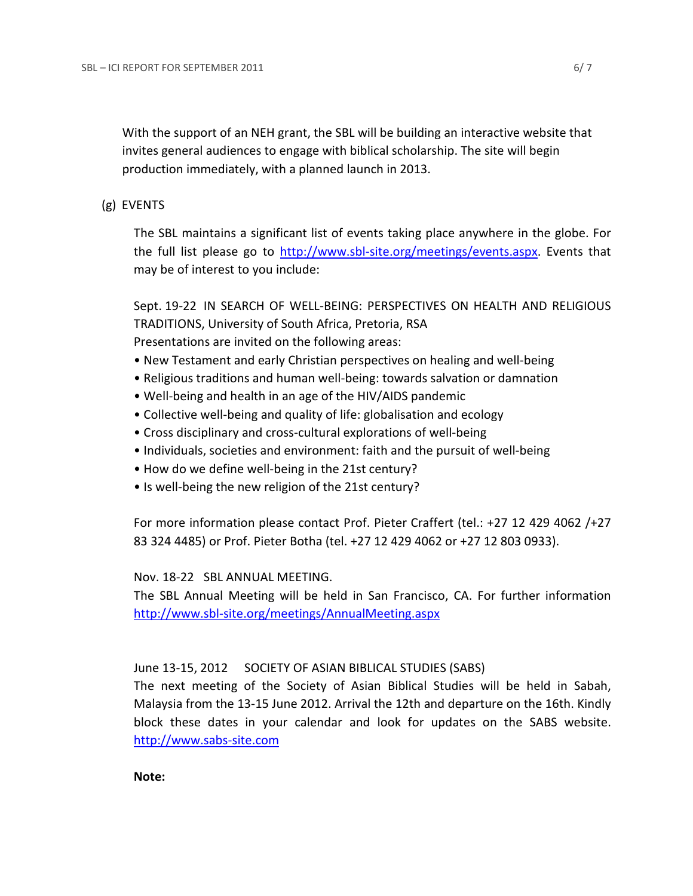With the support of an NEH grant, the SBL will be building an interactive website that invites general audiences to engage with biblical scholarship. The site will begin production immediately, with a planned launch in 2013.

(g) EVENTS

The SBL maintains a significant list of events taking place anywhere in the globe. For the full list please go to http://www.sbl-site.org/meetings/events.aspx. Events that may be of interest to you include:

Sept. 19-22 IN SEARCH OF WELL-BEING: PERSPECTIVES ON HEALTH AND RELIGIOUS TRADITIONS, University of South Africa, Pretoria, RSA
Presentations are invited on the following areas:

- New Testament and early Christian perspectives on healing and well-being
- Religious traditions and human well-being: towards salvation or damnation
- Well-being and health in an age of the HIV/AIDS pandemic
- Collective well-being and quality of life: globalisation and ecology
- Cross disciplinary and cross-cultural explorations of well-being
- Individuals, societies and environment: faith and the pursuit of well-being
- How do we define well-being in the 21st century?
- Is well-being the new religion of the 21st century?

For more information please contact Prof. Pieter Craffert (tel.: +27 12 429 4062 /+27 83 324 4485) or Prof. Pieter Botha (tel. +27 12 429 4062 or +27 12 803 0933).

Nov. 18-22 SBL ANNUAL MEETING.
The SBL Annual Meeting will be held in San Francisco, CA. For further information http://www.sbl-site.org/meetings/AnnualMeeting.aspx

June 13-15, 2012 SOCIETY OF ASIAN BIBLICAL STUDIES (SABS)
The next meeting of the Society of Asian Biblical Studies will be held in Sabah, Malaysia from the 13-15 June 2012. Arrival the 12th and departure on the 16th. Kindly block these dates in your calendar and look for updates on the SABS website. http://www.sabs-site.com

**Note:**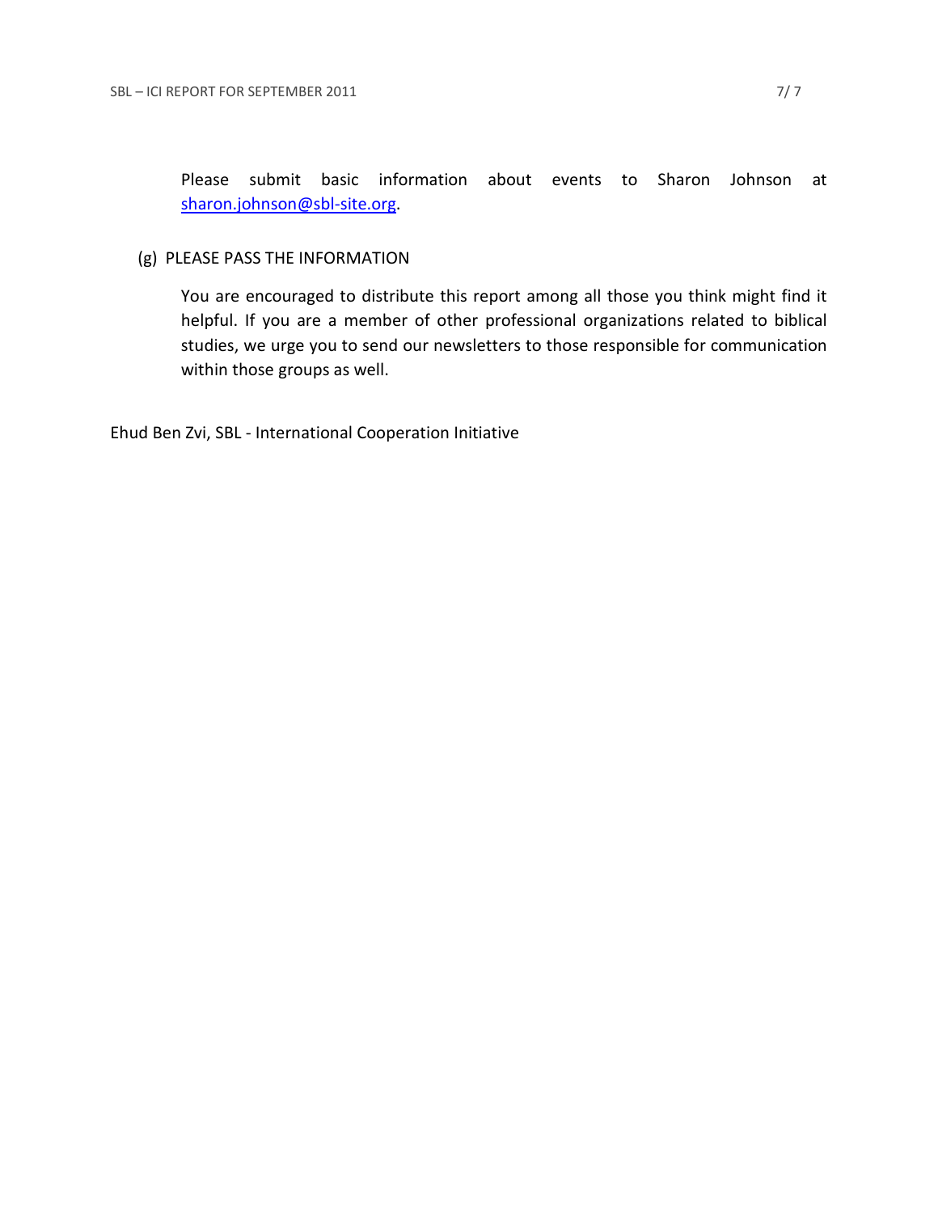Please submit basic information about events to Sharon Johnson at sharon.johnson@sbl-site.org.

(g) PLEASE PASS THE INFORMATION

You are encouraged to distribute this report among all those you think might find it helpful. If you are a member of other professional organizations related to biblical studies, we urge you to send our newsletters to those responsible for communication within those groups as well.

Ehud Ben Zvi, SBL - International Cooperation Initiative